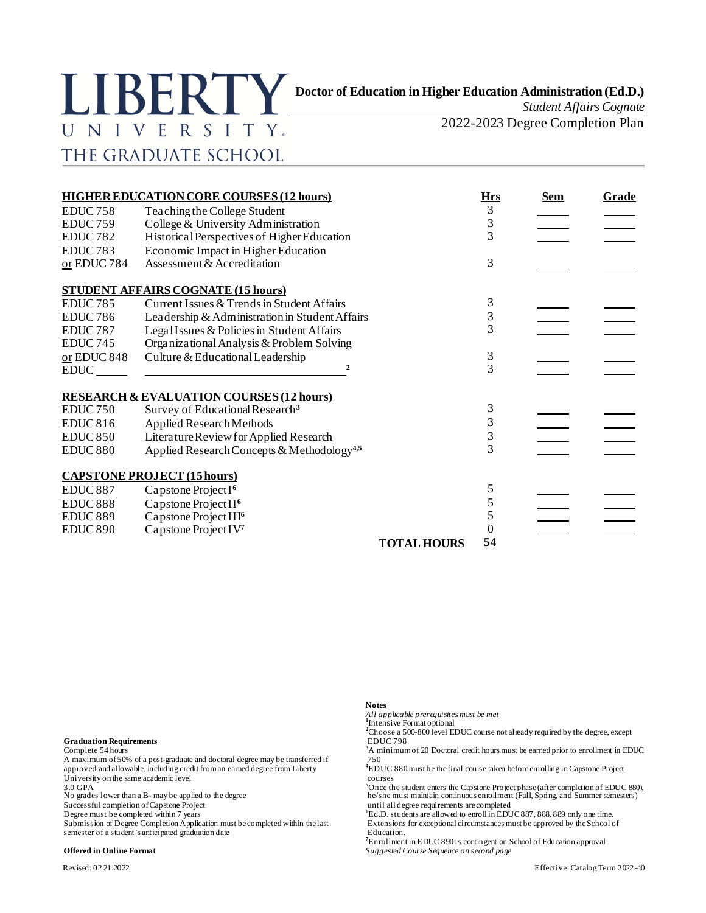# LIBERTY UNIVERSITY
## THE GRADUATE SCHOOL

**Doctor of Education in Higher Education Administration (Ed.D.)**

*Student Affairs Cognate*

2022-2023 Degree Completion Plan

| **HIGHER EDUCATION CORE COURSES (12 hours)** | | **Hrs** | **Sem** | **Grade** |
|---|---|---|---|---|
| EDUC 758 | Teaching the College Student | 3 | | |
| EDUC 759 | College & University Administration | 3 | | |
| EDUC 782 | Historical Perspectives of Higher Education | 3 | | |
| EDUC 783 | Economic Impact in Higher Education | | | |
| or EDUC 784 | Assessment & Accreditation | 3 | | |
| **STUDENT AFFAIRS COGNATE (15 hours)** | | | | |
| EDUC 785 | Current Issues & Trends in Student Affairs | 3 | | |
| EDUC 786 | Leadership & Administration in Student Affairs | 3 | | |
| EDUC 787 | Legal Issues & Policies in Student Affairs | 3 | | |
| EDUC 745 | Organizational Analysis & Problem Solving | | | |
| or EDUC 848 | Culture & Educational Leadership | 3 | | |
| EDUC _____ | _____________________ [2] | 3 | | |
| **RESEARCH & EVALUATION COURSES (12 hours)** | | | | |
| EDUC 750 | Survey of Educational Research[3] | 3 | | |
| EDUC 816 | Applied Research Methods | 3 | | |
| EDUC 850 | Literature Review for Applied Research | 3 | | |
| EDUC 880 | Applied Research Concepts & Methodology[4,5] | 3 | | |
| **CAPSTONE PROJECT (15 hours)** | | | | |
| EDUC 887 | Capstone Project I[6] | 5 | | |
| EDUC 888 | Capstone Project II[6] | 5 | | |
| EDUC 889 | Capstone Project III[6] | 5 | | |
| EDUC 890 | Capstone Project IV[7] | 0 | | |
| | **TOTAL HOURS** | **54** | | |

**Graduation Requirements**

Complete 54 hours
A maximum of 50% of a post-graduate and doctoral degree may be transferred if approved and allowable, including credit from an earned degree from Liberty University on the same academic level
3.0 GPA
No grades lower than a B- may be applied to the degree
Successful completion of Capstone Project
Degree must be completed within 7 years
Submission of Degree Completion Application must be completed within the last semester of a student's anticipated graduation date

**Offered in Online Format**

**Notes**

*All applicable prerequisites must be met*
[1]Intensive Format optional
[2]Choose a 500-800 level EDUC course not already required by the degree, except EDUC 798
[3]A minimum of 20 Doctoral credit hours must be earned prior to enrollment in EDUC 750
[4]EDUC 880 must be the final course taken before enrolling in Capstone Project courses
[5]Once the student enters the Capstone Project phase (after completion of EDUC 880), he/she must maintain continuous enrollment (Fall, Spring, and Summer semesters) until all degree requirements are completed
[6]Ed.D. students are allowed to enroll in EDUC 887, 888, 889 only one time. Extensions for exceptional circumstances must be approved by the School of Education.
[7]Enrollment in EDUC 890 is contingent on School of Education approval
*Suggested Course Sequence on second page*

Revised: 02.21.2022

Effective: Catalog Term 2022-40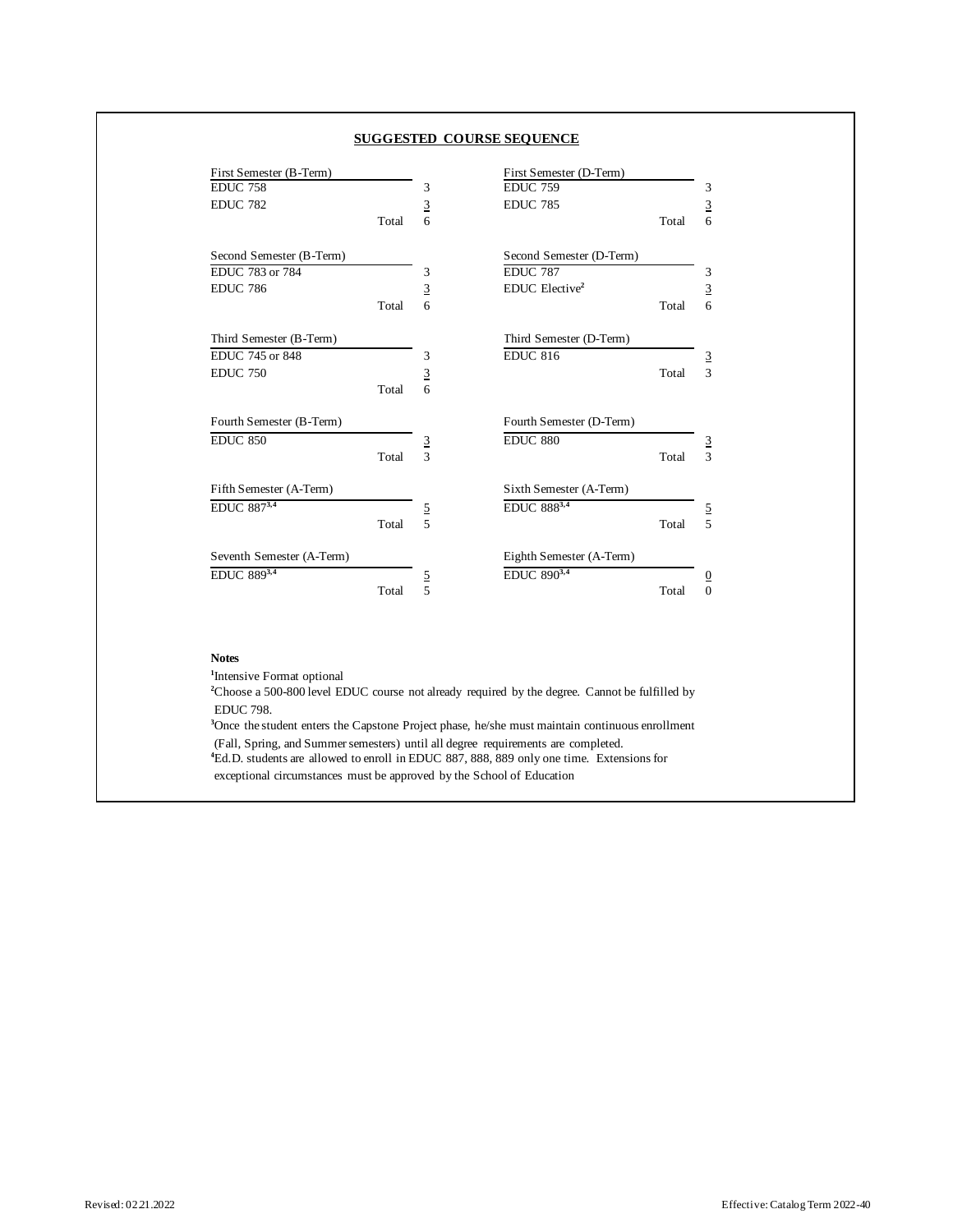## SUGGESTED COURSE SEQUENCE

| First Semester (B-Term) | | First Semester (D-Term) | |
|---|---|---|---|
| EDUC 758 | 3 | EDUC 759 | 3 |
| EDUC 782 | 3 | EDUC 785 | 3 |
| Total | 6 | Total | 6 |

| Second Semester (B-Term) | | Second Semester (D-Term) | |
|---|---|---|---|
| EDUC 783 or 784 | 3 | EDUC 787 | 3 |
| EDUC 786 | 3 | EDUC Elective[2] | 3 |
| Total | 6 | Total | 6 |

| Third Semester (B-Term) | | Third Semester (D-Term) | |
|---|---|---|---|
| EDUC 745 or 848 | 3 | EDUC 816 | 3 |
| EDUC 750 | 3 | Total | 3 |
| Total | 6 | | |

| Fourth Semester (B-Term) | | Fourth Semester (D-Term) | |
|---|---|---|---|
| EDUC 850 | 3 | EDUC 880 | 3 |
| Total | 3 | Total | 3 |

| Fifth Semester (A-Term) | | Sixth Semester (A-Term) | |
|---|---|---|---|
| EDUC 887[3,4] | 5 | EDUC 888[3,4] | 5 |
| Total | 5 | Total | 5 |

| Seventh Semester (A-Term) | | Eighth Semester (A-Term) | |
|---|---|---|---|
| EDUC 889[3,4] | 5 | EDUC 890[3,4] | 0 |
| Total | 5 | Total | 0 |

**Notes**

[1]Intensive Format optional

[2]Choose a 500-800 level EDUC course not already required by the degree. Cannot be fulfilled by EDUC 798.

[3]Once the student enters the Capstone Project phase, he/she must maintain continuous enrollment (Fall, Spring, and Summer semesters) until all degree requirements are completed.

[4]Ed.D. students are allowed to enroll in EDUC 887, 888, 889 only one time. Extensions for exceptional circumstances must be approved by the School of Education

Revised: 02.21.2022

Effective: Catalog Term 2022-40